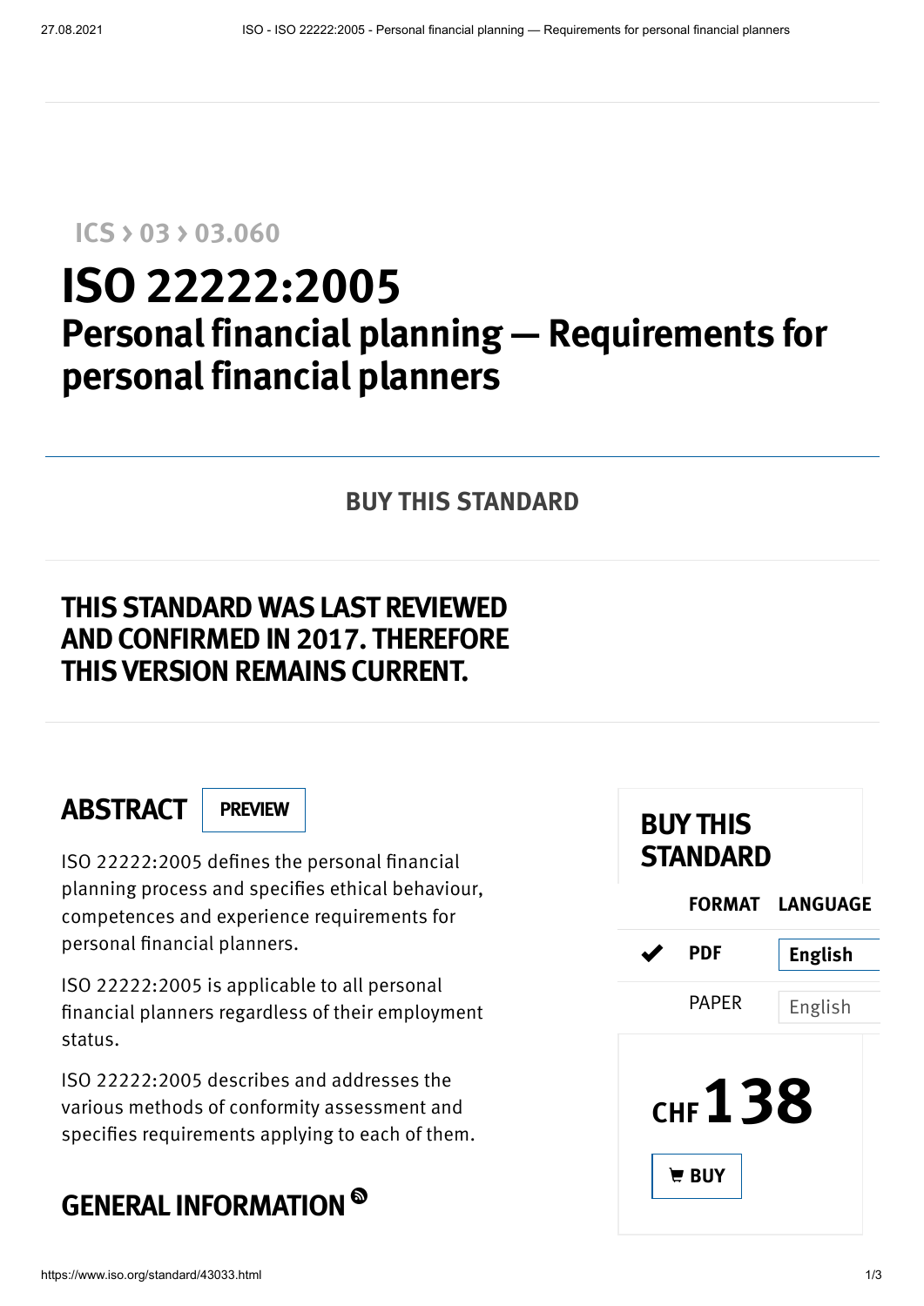ICS > 03 > 03.060

# ISO 22222:2005

## Personal financial planning — Requirements for personal financial planners

**BUY THIS STANDARD**

## THIS STANDARD WAS LAST REVIEWED AND CONFIRMED IN 2017. THEREFORE THIS VERSION REMAINS CURRENT.

## ABSTRACT

PREVIEW

ISO 22222:2005 defines the personal financial planning process and specifies ethical behaviour, competences and experience requirements for personal financial planners.

ISO 22222:2005 is applicable to all personal financial planners regardless of their employment status.

ISO 22222:2005 describes and addresses the various methods of conformity assessment and specifies requirements applying to each of them.

## BUY THIS STANDARD

| | FORMAT | LANGUAGE |
|---|---|---|
| ✔ | PDF | English |
| | PAPER | English |

CHF 138

BUY

## GENERAL INFORMATION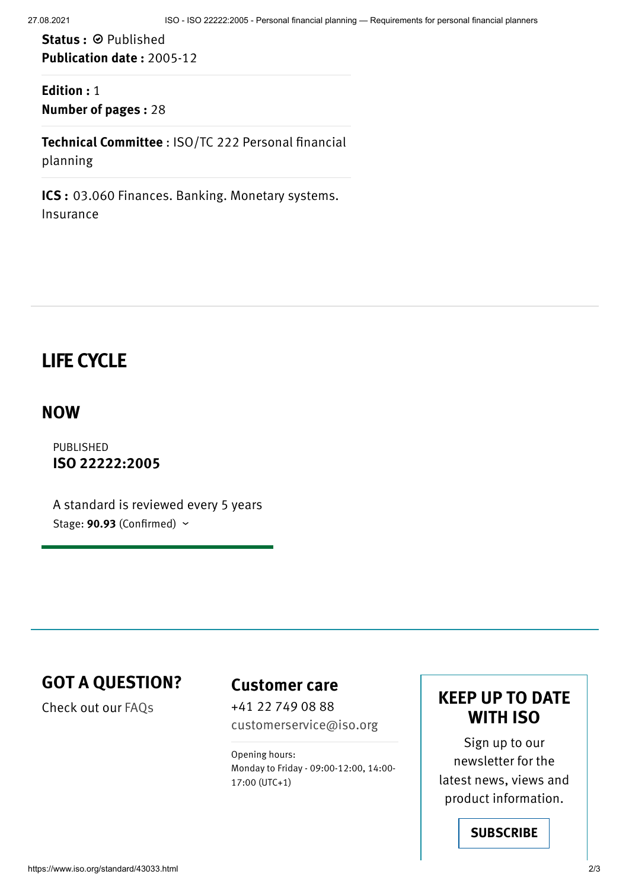**Status :** ⊘ Published
**Publication date :** 2005-12

**Edition :** 1
**Number of pages :** 28

**Technical Committee** : ISO/TC 222 Personal financial planning

**ICS :** 03.060 Finances. Banking. Monetary systems. Insurance

## LIFE CYCLE

### NOW

PUBLISHED
**ISO 22222:2005**

A standard is reviewed every 5 years
Stage: **90.93** (Confirmed)

## GOT A QUESTION?

Check out our FAQs

### Customer care

+41 22 749 08 88
customerservice@iso.org

Opening hours:
Monday to Friday - 09:00-12:00, 14:00-17:00 (UTC+1)

## KEEP UP TO DATE WITH ISO

Sign up to our newsletter for the latest news, views and product information.

**SUBSCRIBE**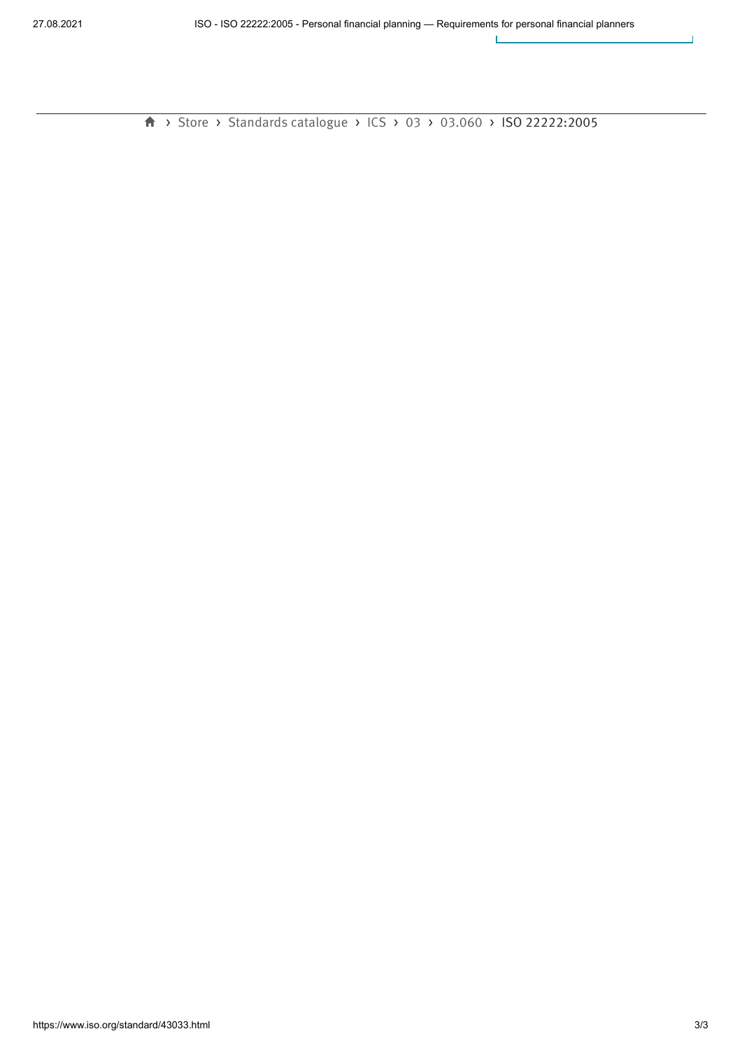› Store › Standards catalogue › ICS › 03 › 03.060 › ISO 22222:2005